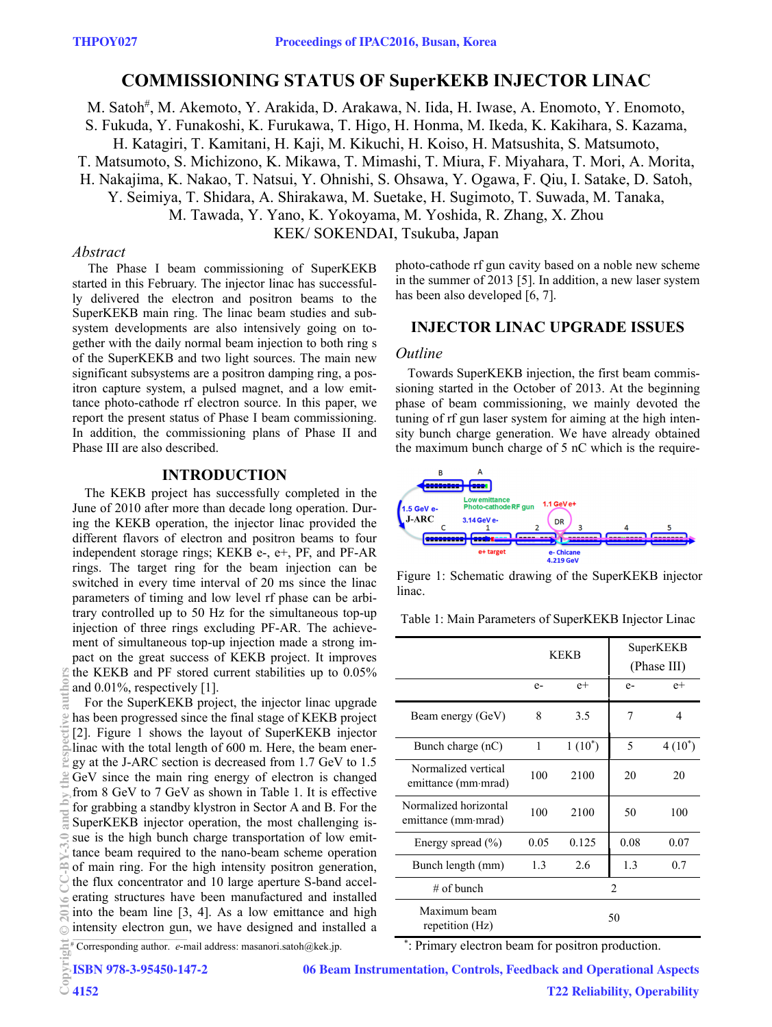# COMMISSIONING STATUS OF SuperKEKB INJECTOR LINAC

M. Satoh#, M. Akemoto, Y. Arakida, D. Arakawa, N. Iida, H. Iwase, A. Enomoto, Y. Enomoto, S. Fukuda, Y. Funakoshi, K. Furukawa, T. Higo, H. Honma, M. Ikeda, K. Kakihara, S. Kazama, H. Katagiri, T. Kamitani, H. Kaji, M. Kikuchi, H. Koiso, H. Matsushita, S. Matsumoto, T. Matsumoto, S. Michizono, K. Mikawa, T. Mimashi, T. Miura, F. Miyahara, T. Mori, A. Morita, H. Nakajima, K. Nakao, T. Natsui, Y. Ohnishi, S. Ohsawa, Y. Ogawa, F. Qiu, I. Satake, D. Satoh, Y. Seimiya, T. Shidara, A. Shirakawa, M. Suetake, H. Sugimoto, T. Suwada, M. Tanaka, M. Tawada, Y. Yano, K. Yokoyama, M. Yoshida, R. Zhang, X. Zhou

KEK/ SOKENDAI, Tsukuba, Japan

## *Abstract*

The Phase I beam commissioning of SuperKEKB started in this February. The injector linac has successfully delivered the electron and positron beams to the SuperKEKB main ring. The linac beam studies and subsystem developments are also intensively going on together with the daily normal beam injection to both ring s of the SuperKEKB and two light sources. The main new significant subsystems are a positron damping ring, a positron capture system, a pulsed magnet, and a low emittance photo-cathode rf electron source. In this paper, we report the present status of Phase I beam commissioning. In addition, the commissioning plans of Phase II and Phase III are also described.

## INTRODUCTION

The KEKB project has successfully completed in the June of 2010 after more than decade long operation. During the KEKB operation, the injector linac provided the different flavors of electron and positron beams to four independent storage rings; KEKB e-, e+, PF, and PF-AR rings. The target ring for the beam injection can be switched in every time interval of 20 ms since the linac parameters of timing and low level rf phase can be arbitrary controlled up to 50 Hz for the simultaneous top-up injection of three rings excluding PF-AR. The achievement of simultaneous top-up injection made a strong impact on the great success of KEKB project. It improves the KEKB and PF stored current stabilities up to 0.05% and 0.01%, respectively [1].

For the SuperKEKB project, the injector linac upgrade has been progressed since the final stage of KEKB project [2]. Figure 1 shows the layout of SuperKEKB injector linac with the total length of 600 m. Here, the beam energy at the J-ARC section is decreased from 1.7 GeV to 1.5 GeV since the main ring energy of electron is changed from 8 GeV to 7 GeV as shown in Table 1. It is effective for grabbing a standby klystron in Sector A and B. For the SuperKEKB injector operation, the most challenging issue is the high bunch charge transportation of low emittance beam required to the nano-beam scheme operation of main ring. For the high intensity positron generation, the flux concentrator and 10 large aperture S-band accelerating structures have been manufactured and installed into the beam line [3, 4]. As a low emittance and high intensity electron gun, we have designed and installed a photo-cathode rf gun cavity based on a noble new scheme in the summer of 2013 [5]. In addition, a new laser system has been also developed [6, 7].

# Corresponding author. *e*-mail address: masanori.satoh@kek.jp.

## INJECTOR LINAC UPGRADE ISSUES

### *Outline*

Towards SuperKEKB injection, the first beam commissioning started in the October of 2013. At the beginning phase of beam commissioning, we mainly devoted the tuning of rf gun laser system for aiming at the high intensity bunch charge generation. We have already obtained the maximum bunch charge of 5 nC which is the require-

Figure 1: Schematic drawing of the SuperKEKB injector linac.

Table 1: Main Parameters of SuperKEKB Injector Linac

| | KEKB | | SuperKEKB (Phase III) | |
|---|---|---|---|---|
| | e- | e+ | e- | e+ |
| Beam energy (GeV) | 8 | 3.5 | 7 | 4 |
| Bunch charge (nC) | 1 | 1 (10*) | 5 | 4 (10*) |
| Normalized vertical emittance (mm·mrad) | 100 | 2100 | 20 | 20 |
| Normalized horizontal emittance (mm·mrad) | 100 | 2100 | 50 | 100 |
| Energy spread (%) | 0.05 | 0.125 | 0.08 | 0.07 |
| Bunch length (mm) | 1.3 | 2.6 | 1.3 | 0.7 |
| # of bunch | 2 | | | |
| Maximum beam repetition (Hz) | 50 | | | |

*: Primary electron beam for positron production.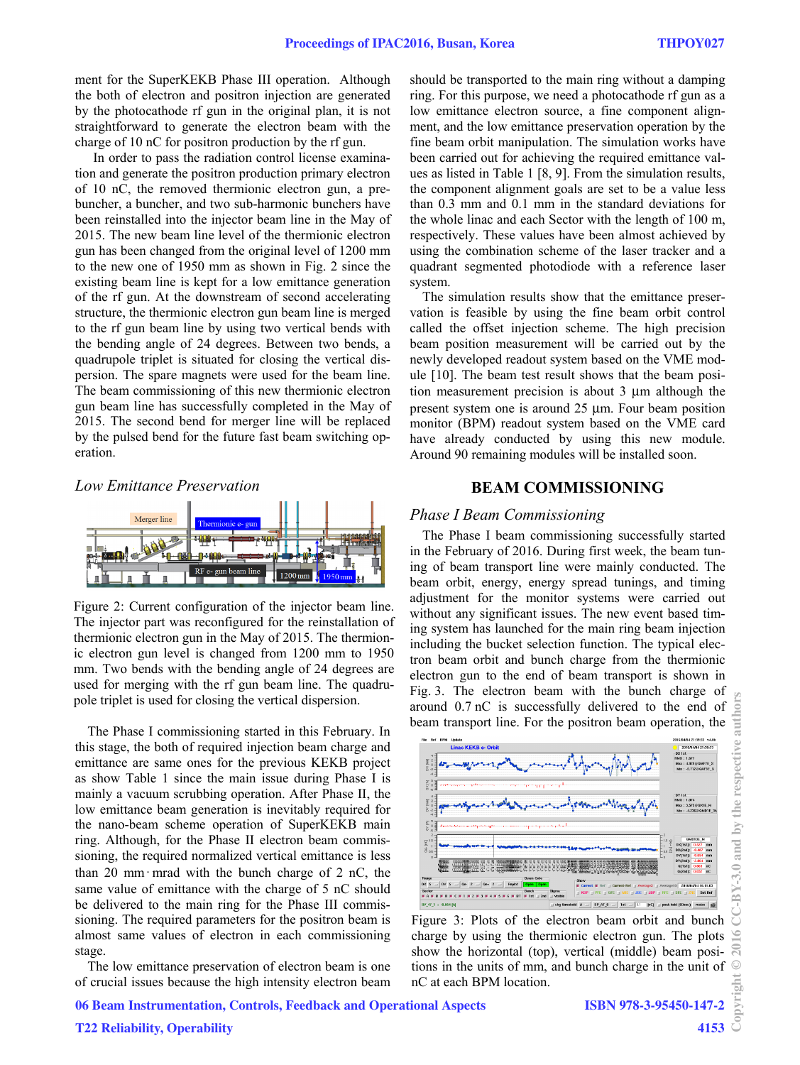ment for the SuperKEKB Phase III operation. Although the both of electron and positron injection are generated by the photocathode rf gun in the original plan, it is not straightforward to generate the electron beam with the charge of 10 nC for positron production by the rf gun.

In order to pass the radiation control license examination and generate the positron production primary electron of 10 nC, the removed thermionic electron gun, a prebuncher, a buncher, and two sub-harmonic bunchers have been reinstalled into the injector beam line in the May of 2015. The new beam line level of the thermionic electron gun has been changed from the original level of 1200 mm to the new one of 1950 mm as shown in Fig. 2 since the existing beam line is kept for a low emittance generation of the rf gun. At the downstream of second accelerating structure, the thermionic electron gun beam line is merged to the rf gun beam line by using two vertical bends with the bending angle of 24 degrees. Between two bends, a quadrupole triplet is situated for closing the vertical dispersion. The spare magnets were used for the beam line. The beam commissioning of this new thermionic electron gun beam line has successfully completed in the May of 2015. The second bend for merger line will be replaced by the pulsed bend for the future fast beam switching operation.

### *Low Emittance Preservation*

Figure 2: Current configuration of the injector beam line. The injector part was reconfigured for the reinstallation of thermionic electron gun in the May of 2015. The thermionic electron gun level is changed from 1200 mm to 1950 mm. Two bends with the bending angle of 24 degrees are used for merging with the rf gun beam line. The quadrupole triplet is used for closing the vertical dispersion.

The Phase I commissioning started in this February. In this stage, the both of required injection beam charge and emittance are same ones for the previous KEKB project as show Table 1 since the main issue during Phase I is mainly a vacuum scrubbing operation. After Phase II, the low emittance beam generation is inevitably required for the nano-beam scheme operation of SuperKEKB main ring. Although, for the Phase II electron beam commissioning, the required normalized vertical emittance is less than 20 mm·mrad with the bunch charge of 2 nC, the same value of emittance with the charge of 5 nC should be delivered to the main ring for the Phase III commissioning. The required parameters for the positron beam is almost same values of electron in each commissioning stage.

The low emittance preservation of electron beam is one of crucial issues because the high intensity electron beam should be transported to the main ring without a damping ring. For this purpose, we need a photocathode rf gun as a low emittance electron source, a fine component alignment, and the low emittance preservation operation by the fine beam orbit manipulation. The simulation works have been carried out for achieving the required emittance values as listed in Table 1 [8, 9]. From the simulation results, the component alignment goals are set to be a value less than 0.3 mm and 0.1 mm in the standard deviations for the whole linac and each Sector with the length of 100 m, respectively. These values have been almost achieved by using the combination scheme of the laser tracker and a quadrant segmented photodiode with a reference laser system.

The simulation results show that the emittance preservation is feasible by using the fine beam orbit control called the offset injection scheme. The high precision beam position measurement will be carried out by the newly developed readout system based on the VME module [10]. The beam test result shows that the beam position measurement precision is about 3 µm although the present system one is around 25 µm. Four beam position monitor (BPM) readout system based on the VME card have already conducted by using this new module. Around 90 remaining modules will be installed soon.

## BEAM COMMISSIONING

### *Phase I Beam Commissioning*

The Phase I beam commissioning successfully started in the February of 2016. During first week, the beam tuning of beam transport line were mainly conducted. The beam orbit, energy, energy spread tunings, and timing adjustment for the monitor systems were carried out without any significant issues. The new event based timing system has launched for the main ring beam injection including the bucket selection function. The typical electron beam orbit and bunch charge from the thermionic electron gun to the end of beam transport is shown in Fig. 3. The electron beam with the bunch charge of around 0.7 nC is successfully delivered to the end of beam transport line. For the positron beam operation, the

Figure 3: Plots of the electron beam orbit and bunch charge by using the thermionic electron gun. The plots show the horizontal (top), vertical (middle) beam positions in the units of mm, and bunch charge in the unit of nC at each BPM location.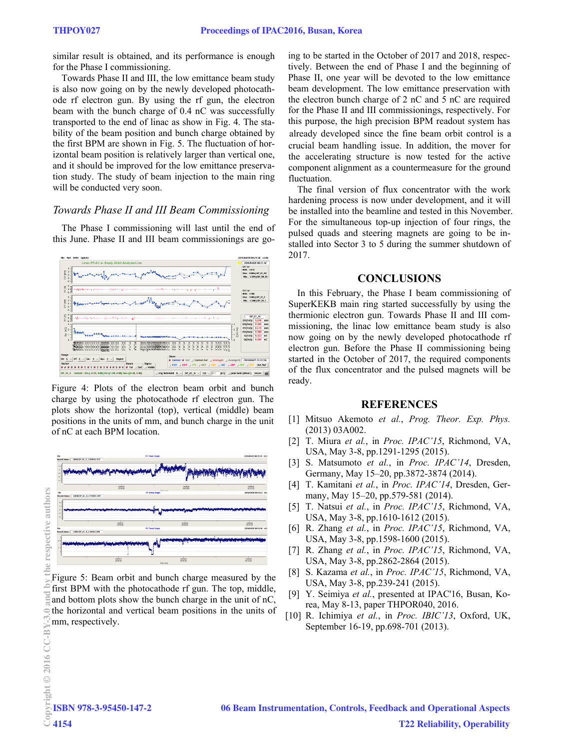similar result is obtained, and its performance is enough for the Phase I commissioning.

Towards Phase II and III, the low emittance beam study is also now going on by the newly developed photocathode rf electron gun. By using the rf gun, the electron beam with the bunch charge of 0.4 nC was successfully transported to the end of linac as show in Fig. 4. The stability of the beam position and bunch charge obtained by the first BPM are shown in Fig. 5. The fluctuation of horizontal beam position is relatively larger than vertical one, and it should be improved for the low emittance preservation study. The study of beam injection to the main ring will be conducted very soon.

### *Towards Phase II and III Beam Commissioning*

The Phase I commissioning will last until the end of this June. Phase II and III beam commissionings are going to be started in the October of 2017 and 2018, respectively. Between the end of Phase I and the beginning of Phase II, one year will be devoted to the low emittance beam development. The low emittance preservation with the electron bunch charge of 2 nC and 5 nC are required for the Phase II and III commissionings, respectively. For this purpose, the high precision BPM readout system has already developed since the fine beam orbit control is a crucial beam handling issue. In addition, the mover for the accelerating structure is now tested for the active component alignment as a countermeasure for the ground fluctuation.

The final version of flux concentrator with the work hardening process is now under development, and it will be installed into the beamline and tested in this November. For the simultaneous top-up injection of four rings, the pulsed quads and steering magnets are going to be installed into Sector 3 to 5 during the summer shutdown of 2017.

Figure 4: Plots of the electron beam orbit and bunch charge by using the photocathode rf electron gun. The plots show the horizontal (top), vertical (middle) beam positions in the units of mm, and bunch charge in the unit of nC at each BPM location.

Figure 5: Beam orbit and bunch charge measured by the first BPM with the photocathode rf gun. The top, middle, and bottom plots show the bunch charge in the unit of nC, the horizontal and vertical beam positions in the units of mm, respectively.

## CONCLUSIONS

In this February, the Phase I beam commissioning of SuperKEKB main ring started successfully by using the thermionic electron gun. Towards Phase II and III commissioning, the linac low emittance beam study is also now going on by the newly developed photocathode rf electron gun. Before the Phase II commissioning being started in the October of 2017, the required components of the flux concentrator and the pulsed magnets will be ready.

## REFERENCES

[1] Mitsuo Akemoto *et al.*, *Prog. Theor. Exp. Phys.* (2013) 03A002.

[2] T. Miura *et al.*, in *Proc. IPAC'15*, Richmond, VA, USA, May 3-8, pp.1291-1295 (2015).

[3] S. Matsumoto *et al.*, in *Proc. IPAC'14*, Dresden, Germany, May 15–20, pp.3872-3874 (2014).

[4] T. Kamitani *et al.*, in *Proc. IPAC'14*, Dresden, Germany, May 15–20, pp.579-581 (2014).

[5] T. Natsui *et al.*, in *Proc. IPAC'15*, Richmond, VA, USA, May 3-8, pp.1610-1612 (2015).

[6] R. Zhang *et al.*, in *Proc. IPAC'15*, Richmond, VA, USA, May 3-8, pp.1598-1600 (2015).

[7] R. Zhang *et al.*, in *Proc. IPAC'15*, Richmond, VA, USA, May 3-8, pp.2862-2864 (2015).

[8] S. Kazama *et al.*, in *Proc. IPAC'15*, Richmond, VA, USA, May 3-8, pp.239-241 (2015).

[9] Y. Seimiya *et al.*, presented at IPAC'16, Busan, Korea, May 8-13, paper THPOR040, 2016.

[10] R. Ichimiya *et al.*, in *Proc. IBIC'13*, Oxford, UK, September 16-19, pp.698-701 (2013).